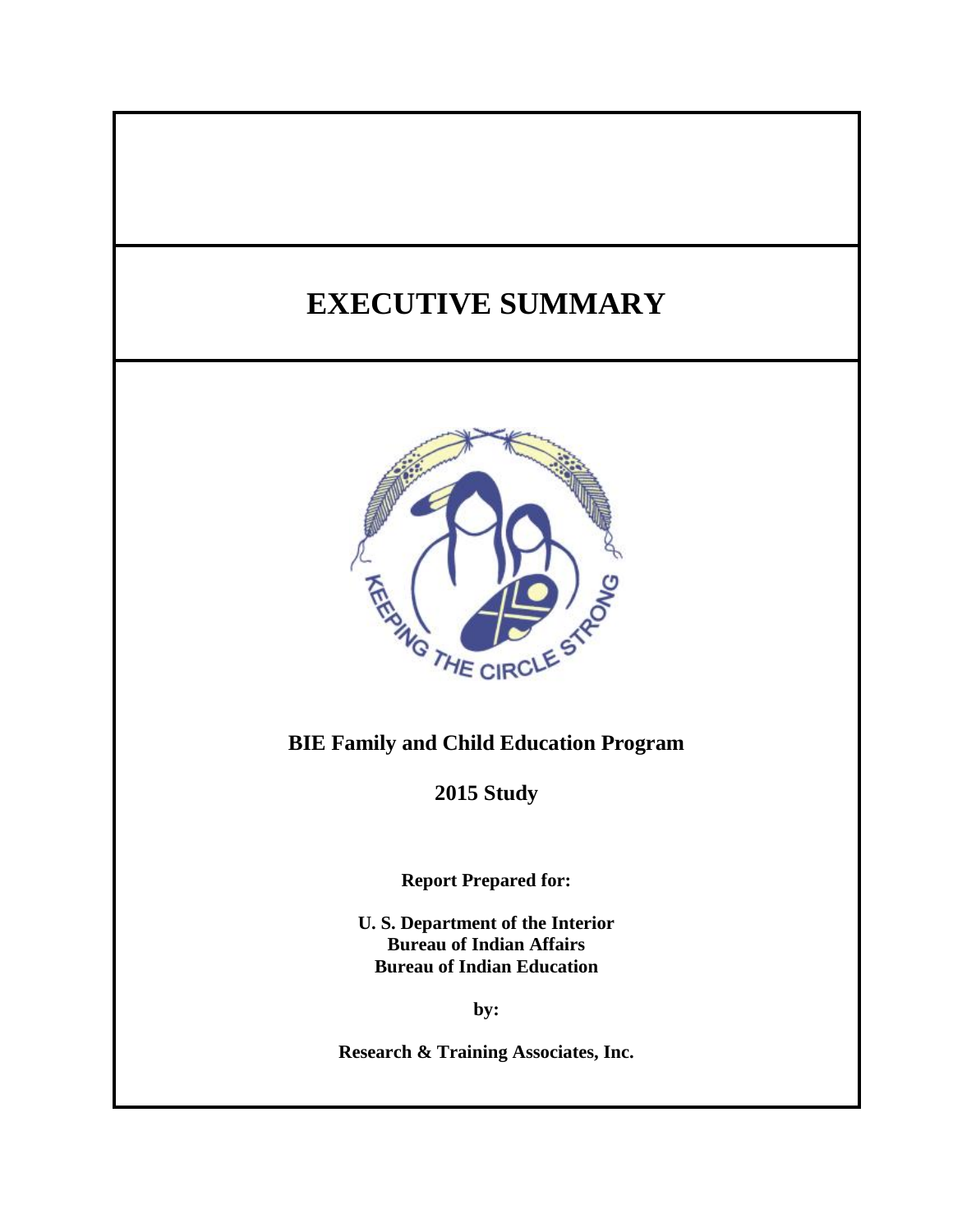# EXECUTIVE SUMMARY

KEEPING THE CIRCLE STRONG

**BIE Family and Child Education Program**

**2015 Study**

**Report Prepared for:**

**U. S. Department of the Interior**
**Bureau of Indian Affairs**
**Bureau of Indian Education**

**by:**

**Research & Training Associates, Inc.**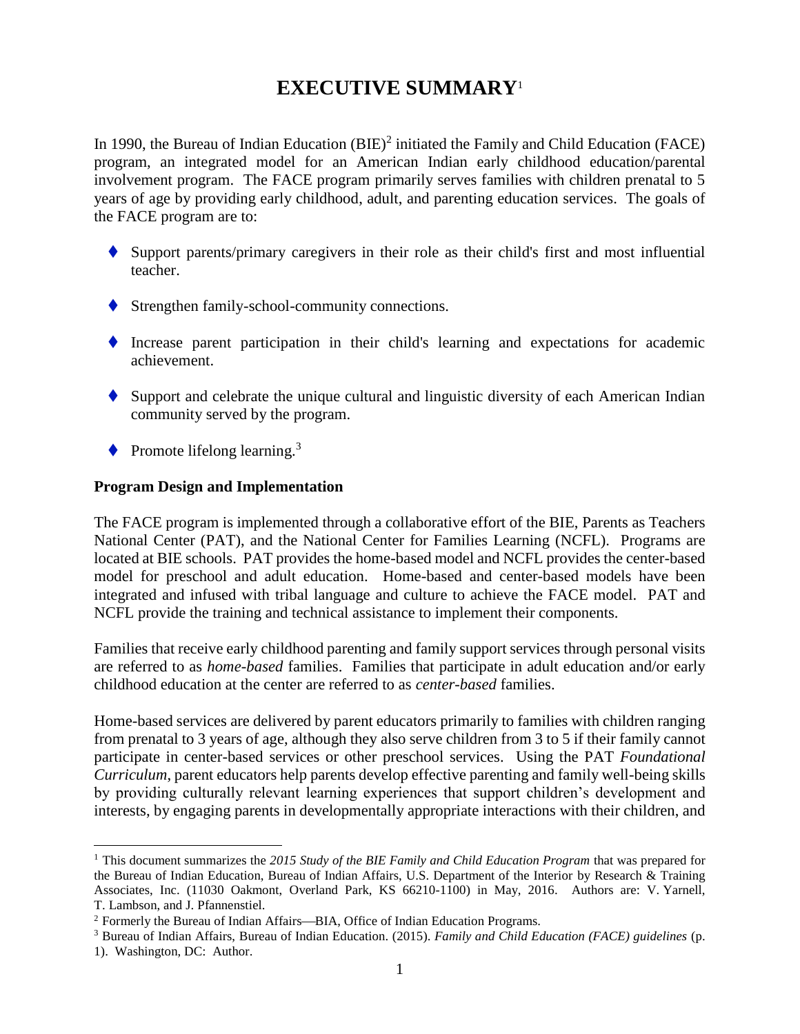# EXECUTIVE SUMMARY[1]

In 1990, the Bureau of Indian Education (BIE)[2] initiated the Family and Child Education (FACE) program, an integrated model for an American Indian early childhood education/parental involvement program. The FACE program primarily serves families with children prenatal to 5 years of age by providing early childhood, adult, and parenting education services. The goals of the FACE program are to:

- Support parents/primary caregivers in their role as their child's first and most influential teacher.
- Strengthen family-school-community connections.
- Increase parent participation in their child's learning and expectations for academic achievement.
- Support and celebrate the unique cultural and linguistic diversity of each American Indian community served by the program.
- Promote lifelong learning.[3]

**Program Design and Implementation**

The FACE program is implemented through a collaborative effort of the BIE, Parents as Teachers National Center (PAT), and the National Center for Families Learning (NCFL). Programs are located at BIE schools. PAT provides the home-based model and NCFL provides the center-based model for preschool and adult education. Home-based and center-based models have been integrated and infused with tribal language and culture to achieve the FACE model. PAT and NCFL provide the training and technical assistance to implement their components.

Families that receive early childhood parenting and family support services through personal visits are referred to as *home-based* families. Families that participate in adult education and/or early childhood education at the center are referred to as *center-based* families.

Home-based services are delivered by parent educators primarily to families with children ranging from prenatal to 3 years of age, although they also serve children from 3 to 5 if their family cannot participate in center-based services or other preschool services. Using the PAT *Foundational Curriculum*, parent educators help parents develop effective parenting and family well-being skills by providing culturally relevant learning experiences that support children's development and interests, by engaging parents in developmentally appropriate interactions with their children, and

---

[1] This document summarizes the *2015 Study of the BIE Family and Child Education Program* that was prepared for the Bureau of Indian Education, Bureau of Indian Affairs, U.S. Department of the Interior by Research & Training Associates, Inc. (11030 Oakmont, Overland Park, KS 66210-1100) in May, 2016. Authors are: V. Yarnell, T. Lambson, and J. Pfannenstiel.

[2] Formerly the Bureau of Indian Affairs—BIA, Office of Indian Education Programs.

[3] Bureau of Indian Affairs, Bureau of Indian Education. (2015). *Family and Child Education (FACE) guidelines* (p. 1). Washington, DC: Author.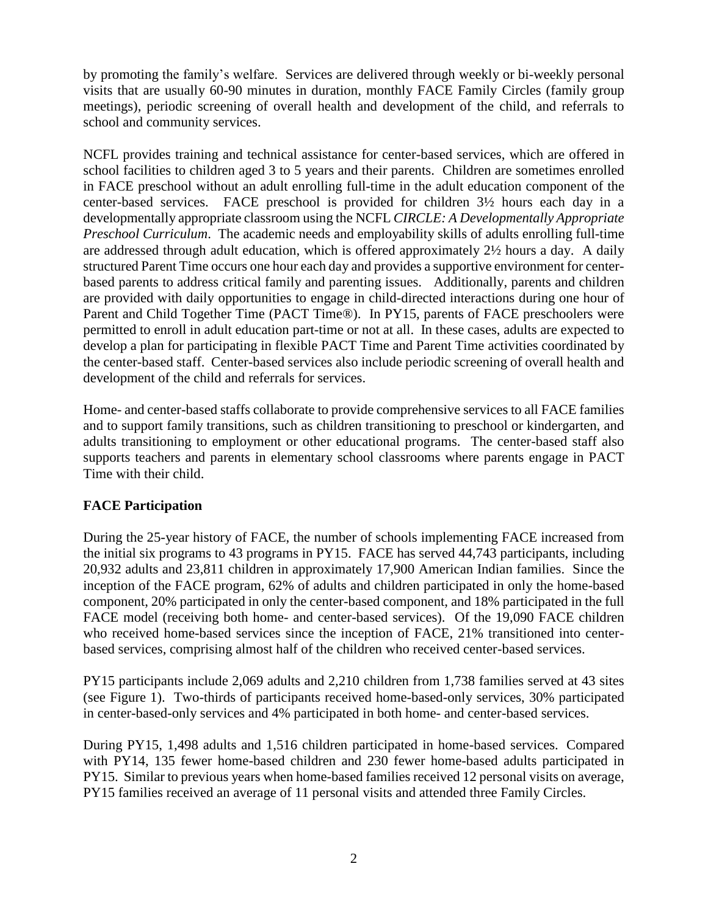by promoting the family's welfare. Services are delivered through weekly or bi-weekly personal visits that are usually 60-90 minutes in duration, monthly FACE Family Circles (family group meetings), periodic screening of overall health and development of the child, and referrals to school and community services.

NCFL provides training and technical assistance for center-based services, which are offered in school facilities to children aged 3 to 5 years and their parents. Children are sometimes enrolled in FACE preschool without an adult enrolling full-time in the adult education component of the center-based services. FACE preschool is provided for children 3½ hours each day in a developmentally appropriate classroom using the NCFL *CIRCLE: A Developmentally Appropriate Preschool Curriculum*. The academic needs and employability skills of adults enrolling full-time are addressed through adult education, which is offered approximately 2½ hours a day. A daily structured Parent Time occurs one hour each day and provides a supportive environment for center-based parents to address critical family and parenting issues. Additionally, parents and children are provided with daily opportunities to engage in child-directed interactions during one hour of Parent and Child Together Time (PACT Time®). In PY15, parents of FACE preschoolers were permitted to enroll in adult education part-time or not at all. In these cases, adults are expected to develop a plan for participating in flexible PACT Time and Parent Time activities coordinated by the center-based staff. Center-based services also include periodic screening of overall health and development of the child and referrals for services.

Home- and center-based staffs collaborate to provide comprehensive services to all FACE families and to support family transitions, such as children transitioning to preschool or kindergarten, and adults transitioning to employment or other educational programs. The center-based staff also supports teachers and parents in elementary school classrooms where parents engage in PACT Time with their child.

## FACE Participation

During the 25-year history of FACE, the number of schools implementing FACE increased from the initial six programs to 43 programs in PY15. FACE has served 44,743 participants, including 20,932 adults and 23,811 children in approximately 17,900 American Indian families. Since the inception of the FACE program, 62% of adults and children participated in only the home-based component, 20% participated in only the center-based component, and 18% participated in the full FACE model (receiving both home- and center-based services). Of the 19,090 FACE children who received home-based services since the inception of FACE, 21% transitioned into center-based services, comprising almost half of the children who received center-based services.

PY15 participants include 2,069 adults and 2,210 children from 1,738 families served at 43 sites (see Figure 1). Two-thirds of participants received home-based-only services, 30% participated in center-based-only services and 4% participated in both home- and center-based services.

During PY15, 1,498 adults and 1,516 children participated in home-based services. Compared with PY14, 135 fewer home-based children and 230 fewer home-based adults participated in PY15. Similar to previous years when home-based families received 12 personal visits on average, PY15 families received an average of 11 personal visits and attended three Family Circles.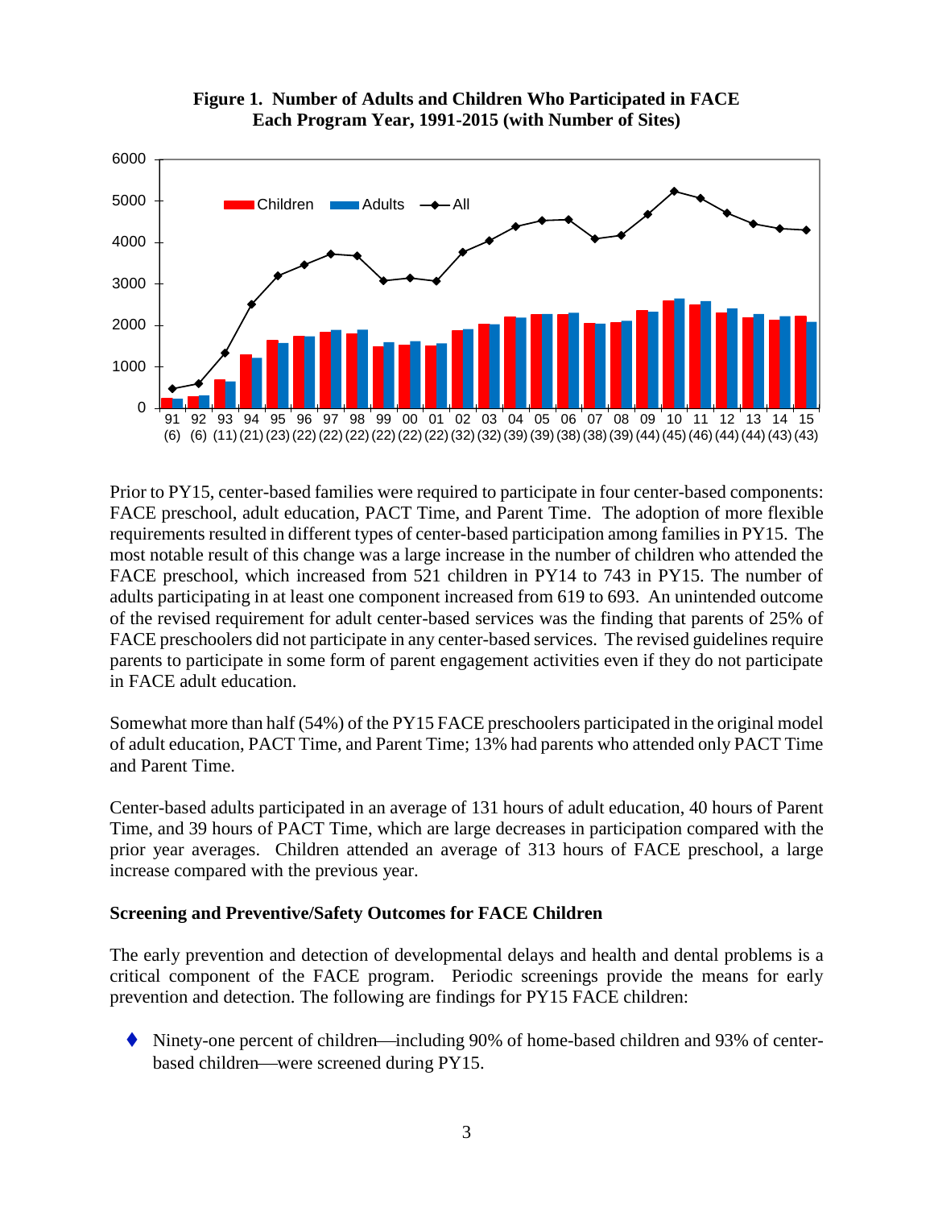**Figure 1. Number of Adults and Children Who Participated in FACE Each Program Year, 1991-2015 (with Number of Sites)**

Prior to PY15, center-based families were required to participate in four center-based components: FACE preschool, adult education, PACT Time, and Parent Time. The adoption of more flexible requirements resulted in different types of center-based participation among families in PY15. The most notable result of this change was a large increase in the number of children who attended the FACE preschool, which increased from 521 children in PY14 to 743 in PY15. The number of adults participating in at least one component increased from 619 to 693. An unintended outcome of the revised requirement for adult center-based services was the finding that parents of 25% of FACE preschoolers did not participate in any center-based services. The revised guidelines require parents to participate in some form of parent engagement activities even if they do not participate in FACE adult education.

Somewhat more than half (54%) of the PY15 FACE preschoolers participated in the original model of adult education, PACT Time, and Parent Time; 13% had parents who attended only PACT Time and Parent Time.

Center-based adults participated in an average of 131 hours of adult education, 40 hours of Parent Time, and 39 hours of PACT Time, which are large decreases in participation compared with the prior year averages. Children attended an average of 313 hours of FACE preschool, a large increase compared with the previous year.

**Screening and Preventive/Safety Outcomes for FACE Children**

The early prevention and detection of developmental delays and health and dental problems is a critical component of the FACE program. Periodic screenings provide the means for early prevention and detection. The following are findings for PY15 FACE children:

- Ninety-one percent of children—including 90% of home-based children and 93% of center-based children—were screened during PY15.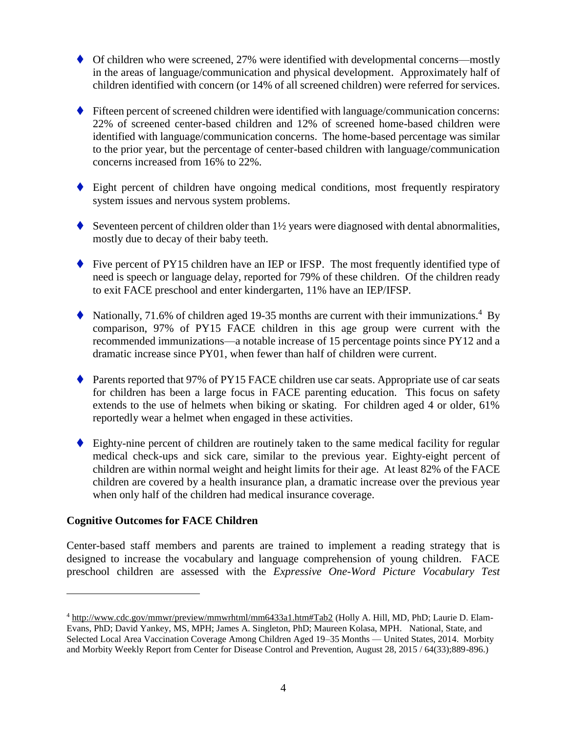- Of children who were screened, 27% were identified with developmental concerns—mostly in the areas of language/communication and physical development. Approximately half of children identified with concern (or 14% of all screened children) were referred for services.

- Fifteen percent of screened children were identified with language/communication concerns: 22% of screened center-based children and 12% of screened home-based children were identified with language/communication concerns. The home-based percentage was similar to the prior year, but the percentage of center-based children with language/communication concerns increased from 16% to 22%.

- Eight percent of children have ongoing medical conditions, most frequently respiratory system issues and nervous system problems.

- Seventeen percent of children older than 1½ years were diagnosed with dental abnormalities, mostly due to decay of their baby teeth.

- Five percent of PY15 children have an IEP or IFSP. The most frequently identified type of need is speech or language delay, reported for 79% of these children. Of the children ready to exit FACE preschool and enter kindergarten, 11% have an IEP/IFSP.

- Nationally, 71.6% of children aged 19-35 months are current with their immunizations.[4] By comparison, 97% of PY15 FACE children in this age group were current with the recommended immunizations—a notable increase of 15 percentage points since PY12 and a dramatic increase since PY01, when fewer than half of children were current.

- Parents reported that 97% of PY15 FACE children use car seats. Appropriate use of car seats for children has been a large focus in FACE parenting education. This focus on safety extends to the use of helmets when biking or skating. For children aged 4 or older, 61% reportedly wear a helmet when engaged in these activities.

- Eighty-nine percent of children are routinely taken to the same medical facility for regular medical check-ups and sick care, similar to the previous year. Eighty-eight percent of children are within normal weight and height limits for their age. At least 82% of the FACE children are covered by a health insurance plan, a dramatic increase over the previous year when only half of the children had medical insurance coverage.

**Cognitive Outcomes for FACE Children**

Center-based staff members and parents are trained to implement a reading strategy that is designed to increase the vocabulary and language comprehension of young children. FACE preschool children are assessed with the *Expressive One-Word Picture Vocabulary Test*

[4] http://www.cdc.gov/mmwr/preview/mmwrhtml/mm6433a1.htm#Tab2 (Holly A. Hill, MD, PhD; Laurie D. Elam-Evans, PhD; David Yankey, MS, MPH; James A. Singleton, PhD; Maureen Kolasa, MPH. National, State, and Selected Local Area Vaccination Coverage Among Children Aged 19–35 Months — United States, 2014. Morbity and Morbity Weekly Report from Center for Disease Control and Prevention, August 28, 2015 / 64(33);889-896.)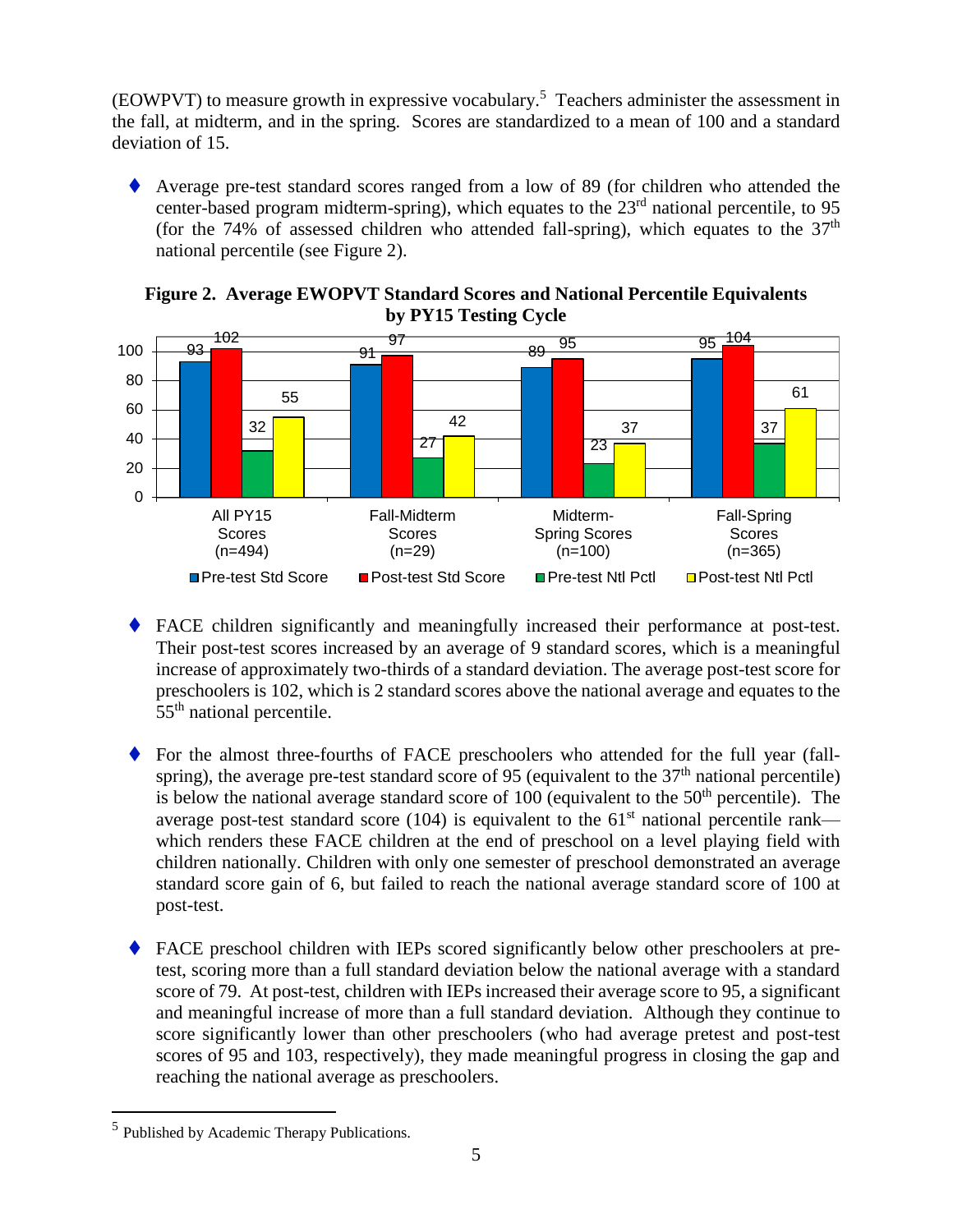(EOWPVT) to measure growth in expressive vocabulary.[5] Teachers administer the assessment in the fall, at midterm, and in the spring. Scores are standardized to a mean of 100 and a standard deviation of 15.

- Average pre-test standard scores ranged from a low of 89 (for children who attended the center-based program midterm-spring), which equates to the 23rd national percentile, to 95 (for the 74% of assessed children who attended fall-spring), which equates to the 37th national percentile (see Figure 2).

**Figure 2. Average EWOPVT Standard Scores and National Percentile Equivalents by PY15 Testing Cycle**

| | Pre-test Std Score | Post-test Std Score | Pre-test Ntl Pctl | Post-test Ntl Pctl |
|---|---|---|---|---|
| All PY15 Scores (n=494) | 93 | 102 | 32 | 55 |
| Fall-Midterm Scores (n=29) | 91 | 97 | 27 | 42 |
| Midterm-Spring Scores (n=100) | 89 | 95 | 23 | 37 |
| Fall-Spring Scores (n=365) | 95 | 104 | 37 | 61 |

- FACE children significantly and meaningfully increased their performance at post-test. Their post-test scores increased by an average of 9 standard scores, which is a meaningful increase of approximately two-thirds of a standard deviation. The average post-test score for preschoolers is 102, which is 2 standard scores above the national average and equates to the 55th national percentile.

- For the almost three-fourths of FACE preschoolers who attended for the full year (fall-spring), the average pre-test standard score of 95 (equivalent to the 37th national percentile) is below the national average standard score of 100 (equivalent to the 50th percentile). The average post-test standard score (104) is equivalent to the 61st national percentile rank—which renders these FACE children at the end of preschool on a level playing field with children nationally. Children with only one semester of preschool demonstrated an average standard score gain of 6, but failed to reach the national average standard score of 100 at post-test.

- FACE preschool children with IEPs scored significantly below other preschoolers at pre-test, scoring more than a full standard deviation below the national average with a standard score of 79. At post-test, children with IEPs increased their average score to 95, a significant and meaningful increase of more than a full standard deviation. Although they continue to score significantly lower than other preschoolers (who had average pretest and post-test scores of 95 and 103, respectively), they made meaningful progress in closing the gap and reaching the national average as preschoolers.

---

[5] Published by Academic Therapy Publications.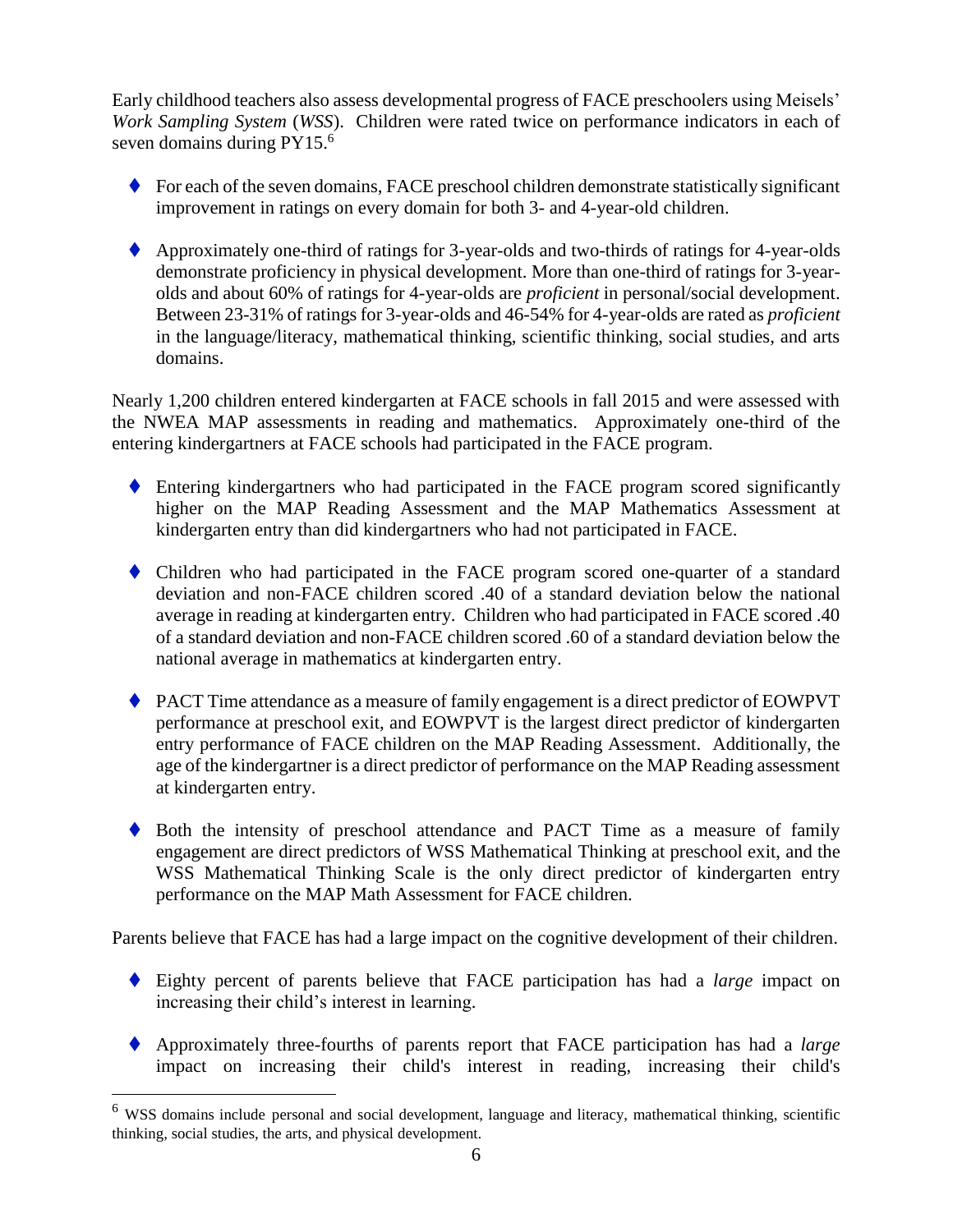Early childhood teachers also assess developmental progress of FACE preschoolers using Meisels' *Work Sampling System* (*WSS*). Children were rated twice on performance indicators in each of seven domains during PY15.[6]

- For each of the seven domains, FACE preschool children demonstrate statistically significant improvement in ratings on every domain for both 3- and 4-year-old children.

- Approximately one-third of ratings for 3-year-olds and two-thirds of ratings for 4-year-olds demonstrate proficiency in physical development. More than one-third of ratings for 3-year-olds and about 60% of ratings for 4-year-olds are *proficient* in personal/social development. Between 23-31% of ratings for 3-year-olds and 46-54% for 4-year-olds are rated as *proficient* in the language/literacy, mathematical thinking, scientific thinking, social studies, and arts domains.

Nearly 1,200 children entered kindergarten at FACE schools in fall 2015 and were assessed with the NWEA MAP assessments in reading and mathematics. Approximately one-third of the entering kindergartners at FACE schools had participated in the FACE program.

- Entering kindergartners who had participated in the FACE program scored significantly higher on the MAP Reading Assessment and the MAP Mathematics Assessment at kindergarten entry than did kindergartners who had not participated in FACE.

- Children who had participated in the FACE program scored one-quarter of a standard deviation and non-FACE children scored .40 of a standard deviation below the national average in reading at kindergarten entry. Children who had participated in FACE scored .40 of a standard deviation and non-FACE children scored .60 of a standard deviation below the national average in mathematics at kindergarten entry.

- PACT Time attendance as a measure of family engagement is a direct predictor of EOWPVT performance at preschool exit, and EOWPVT is the largest direct predictor of kindergarten entry performance of FACE children on the MAP Reading Assessment. Additionally, the age of the kindergartner is a direct predictor of performance on the MAP Reading assessment at kindergarten entry.

- Both the intensity of preschool attendance and PACT Time as a measure of family engagement are direct predictors of WSS Mathematical Thinking at preschool exit, and the WSS Mathematical Thinking Scale is the only direct predictor of kindergarten entry performance on the MAP Math Assessment for FACE children.

Parents believe that FACE has had a large impact on the cognitive development of their children.

- Eighty percent of parents believe that FACE participation has had a *large* impact on increasing their child's interest in learning.

- Approximately three-fourths of parents report that FACE participation has had a *large* impact on increasing their child's interest in reading, increasing their child's

[6] WSS domains include personal and social development, language and literacy, mathematical thinking, scientific thinking, social studies, the arts, and physical development.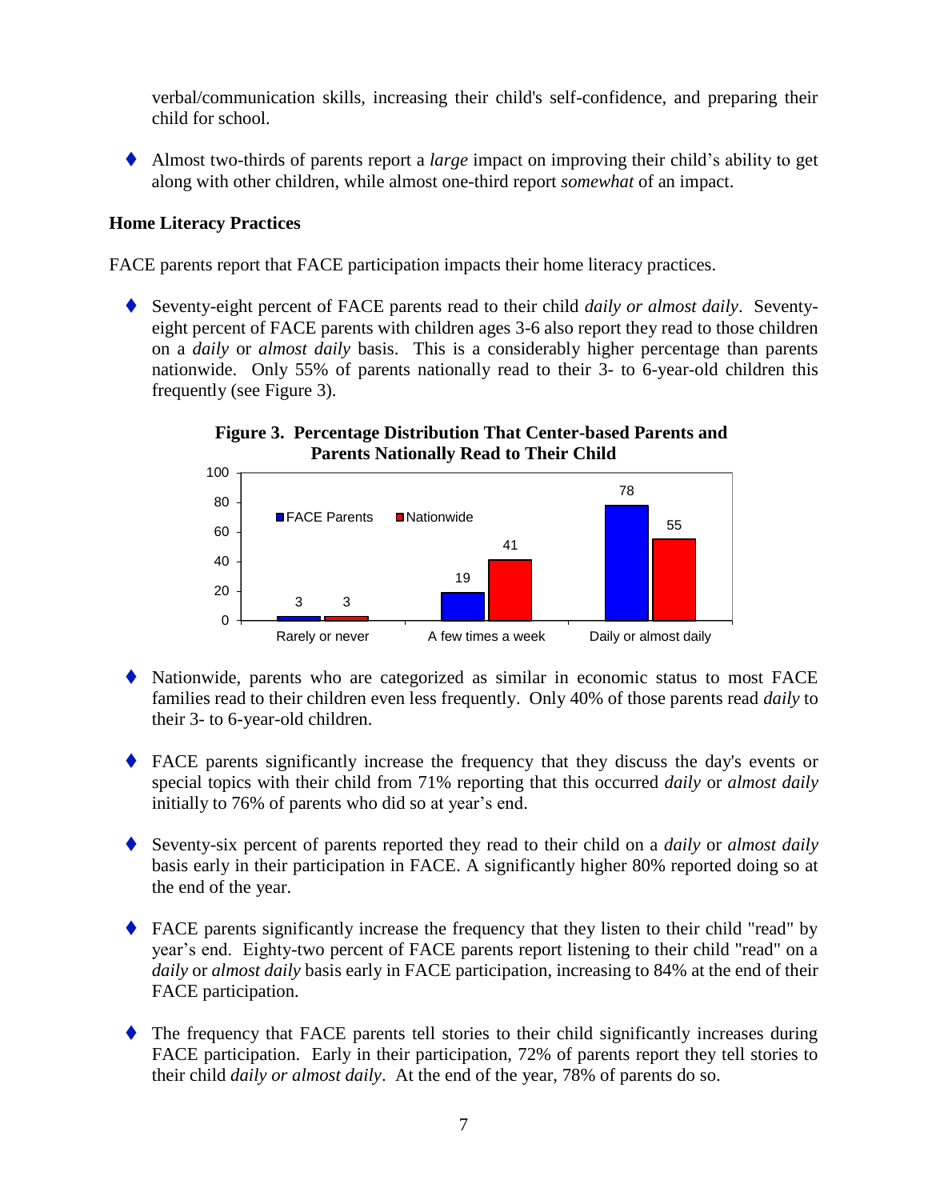verbal/communication skills, increasing their child's self-confidence, and preparing their child for school.

- Almost two-thirds of parents report a *large* impact on improving their child's ability to get along with other children, while almost one-third report *somewhat* of an impact.

**Home Literacy Practices**

FACE parents report that FACE participation impacts their home literacy practices.

- Seventy-eight percent of FACE parents read to their child *daily or almost daily*. Seventy-eight percent of FACE parents with children ages 3-6 also report they read to those children on a *daily* or *almost daily* basis. This is a considerably higher percentage than parents nationwide. Only 55% of parents nationally read to their 3- to 6-year-old children this frequently (see Figure 3).

**Figure 3. Percentage Distribution That Center-based Parents and Parents Nationally Read to Their Child**

| | FACE Parents | Nationwide |
|---|---|---|
| Rarely or never | 3 | 3 |
| A few times a week | 19 | 41 |
| Daily or almost daily | 78 | 55 |

- Nationwide, parents who are categorized as similar in economic status to most FACE families read to their children even less frequently. Only 40% of those parents read *daily* to their 3- to 6-year-old children.

- FACE parents significantly increase the frequency that they discuss the day's events or special topics with their child from 71% reporting that this occurred *daily* or *almost daily* initially to 76% of parents who did so at year's end.

- Seventy-six percent of parents reported they read to their child on a *daily* or *almost daily* basis early in their participation in FACE. A significantly higher 80% reported doing so at the end of the year.

- FACE parents significantly increase the frequency that they listen to their child "read" by year's end. Eighty-two percent of FACE parents report listening to their child "read" on a *daily* or *almost daily* basis early in FACE participation, increasing to 84% at the end of their FACE participation.

- The frequency that FACE parents tell stories to their child significantly increases during FACE participation. Early in their participation, 72% of parents report they tell stories to their child *daily or almost daily*. At the end of the year, 78% of parents do so.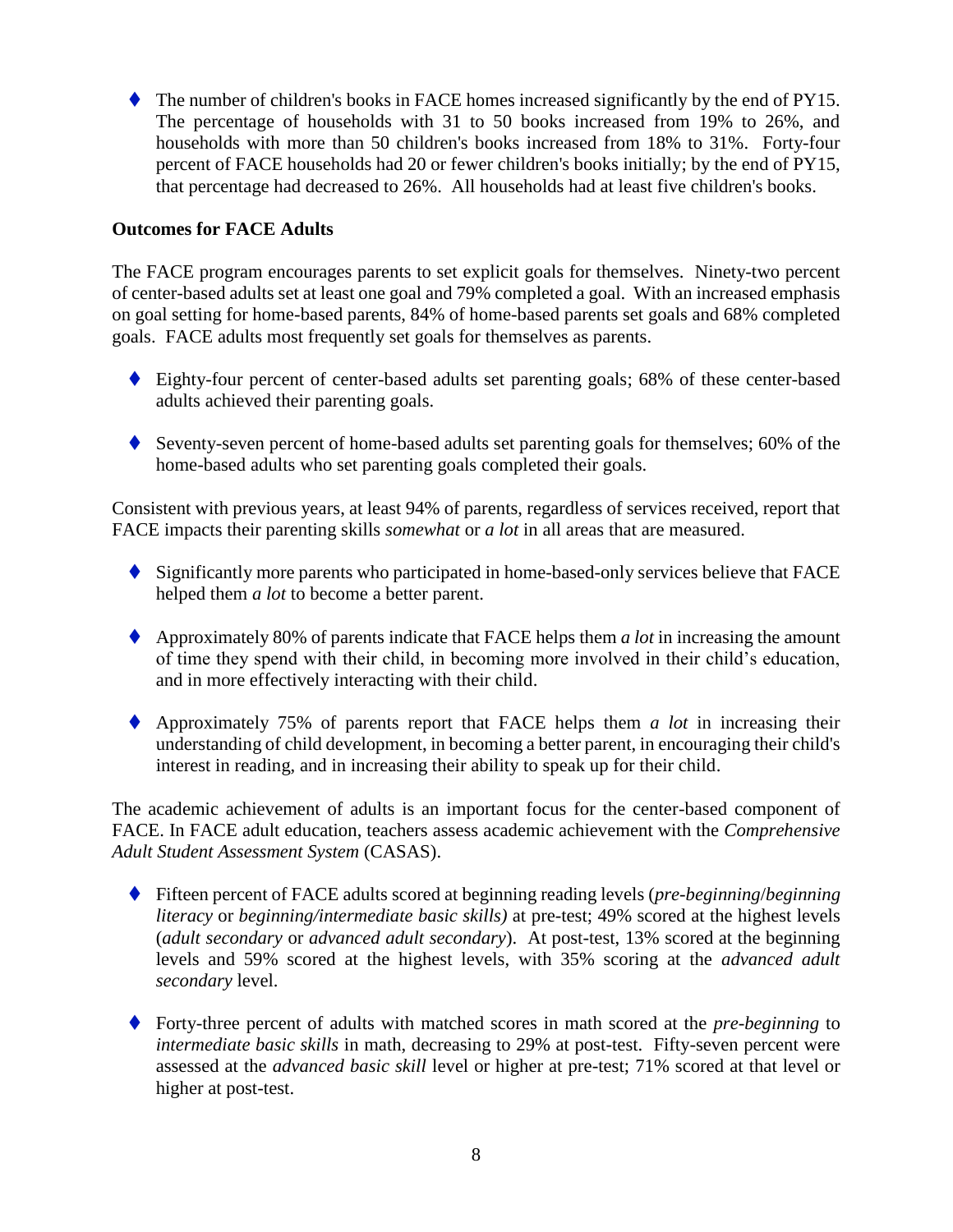- The number of children's books in FACE homes increased significantly by the end of PY15. The percentage of households with 31 to 50 books increased from 19% to 26%, and households with more than 50 children's books increased from 18% to 31%. Forty-four percent of FACE households had 20 or fewer children's books initially; by the end of PY15, that percentage had decreased to 26%. All households had at least five children's books.

**Outcomes for FACE Adults**

The FACE program encourages parents to set explicit goals for themselves. Ninety-two percent of center-based adults set at least one goal and 79% completed a goal. With an increased emphasis on goal setting for home-based parents, 84% of home-based parents set goals and 68% completed goals. FACE adults most frequently set goals for themselves as parents.

- Eighty-four percent of center-based adults set parenting goals; 68% of these center-based adults achieved their parenting goals.

- Seventy-seven percent of home-based adults set parenting goals for themselves; 60% of the home-based adults who set parenting goals completed their goals.

Consistent with previous years, at least 94% of parents, regardless of services received, report that FACE impacts their parenting skills *somewhat* or *a lot* in all areas that are measured.

- Significantly more parents who participated in home-based-only services believe that FACE helped them *a lot* to become a better parent.

- Approximately 80% of parents indicate that FACE helps them *a lot* in increasing the amount of time they spend with their child, in becoming more involved in their child's education, and in more effectively interacting with their child.

- Approximately 75% of parents report that FACE helps them *a lot* in increasing their understanding of child development, in becoming a better parent, in encouraging their child's interest in reading, and in increasing their ability to speak up for their child.

The academic achievement of adults is an important focus for the center-based component of FACE. In FACE adult education, teachers assess academic achievement with the *Comprehensive Adult Student Assessment System* (CASAS).

- Fifteen percent of FACE adults scored at beginning reading levels (*pre-beginning*/*beginning literacy* or *beginning/intermediate basic skills)* at pre-test; 49% scored at the highest levels (*adult secondary* or *advanced adult secondary*). At post-test, 13% scored at the beginning levels and 59% scored at the highest levels, with 35% scoring at the *advanced adult secondary* level.

- Forty-three percent of adults with matched scores in math scored at the *pre-beginning* to *intermediate basic skills* in math, decreasing to 29% at post-test. Fifty-seven percent were assessed at the *advanced basic skill* level or higher at pre-test; 71% scored at that level or higher at post-test.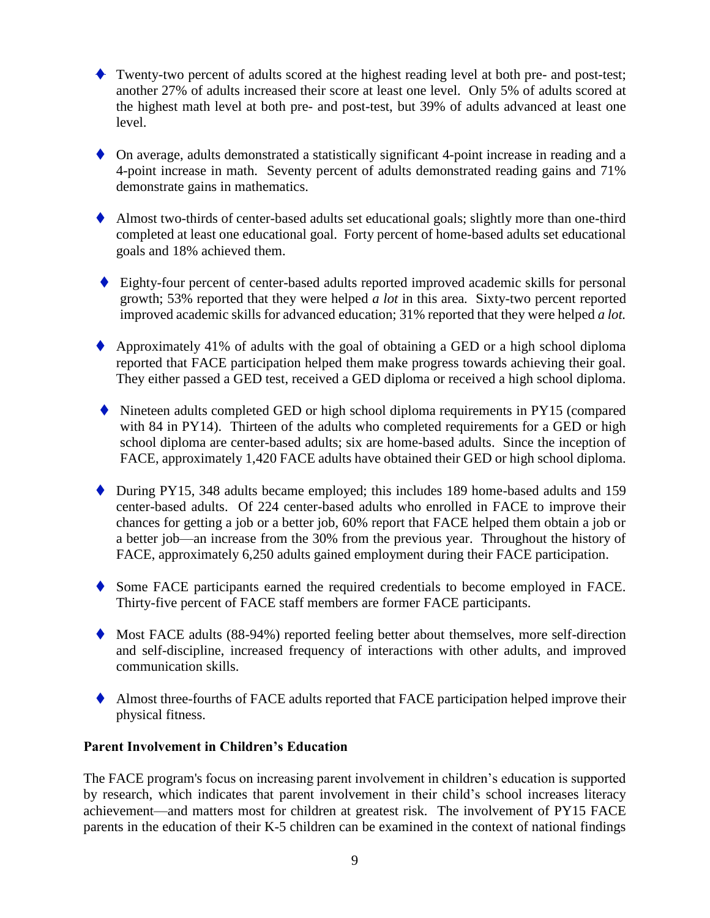- Twenty-two percent of adults scored at the highest reading level at both pre- and post-test; another 27% of adults increased their score at least one level. Only 5% of adults scored at the highest math level at both pre- and post-test, but 39% of adults advanced at least one level.

- On average, adults demonstrated a statistically significant 4-point increase in reading and a 4-point increase in math. Seventy percent of adults demonstrated reading gains and 71% demonstrate gains in mathematics.

- Almost two-thirds of center-based adults set educational goals; slightly more than one-third completed at least one educational goal. Forty percent of home-based adults set educational goals and 18% achieved them.

- Eighty-four percent of center-based adults reported improved academic skills for personal growth; 53% reported that they were helped *a lot* in this area. Sixty-two percent reported improved academic skills for advanced education; 31% reported that they were helped *a lot.*

- Approximately 41% of adults with the goal of obtaining a GED or a high school diploma reported that FACE participation helped them make progress towards achieving their goal. They either passed a GED test, received a GED diploma or received a high school diploma.

- Nineteen adults completed GED or high school diploma requirements in PY15 (compared with 84 in PY14). Thirteen of the adults who completed requirements for a GED or high school diploma are center-based adults; six are home-based adults. Since the inception of FACE, approximately 1,420 FACE adults have obtained their GED or high school diploma.

- During PY15, 348 adults became employed; this includes 189 home-based adults and 159 center-based adults. Of 224 center-based adults who enrolled in FACE to improve their chances for getting a job or a better job, 60% report that FACE helped them obtain a job or a better job—an increase from the 30% from the previous year. Throughout the history of FACE, approximately 6,250 adults gained employment during their FACE participation.

- Some FACE participants earned the required credentials to become employed in FACE. Thirty-five percent of FACE staff members are former FACE participants.

- Most FACE adults (88-94%) reported feeling better about themselves, more self-direction and self-discipline, increased frequency of interactions with other adults, and improved communication skills.

- Almost three-fourths of FACE adults reported that FACE participation helped improve their physical fitness.

**Parent Involvement in Children's Education**

The FACE program's focus on increasing parent involvement in children's education is supported by research, which indicates that parent involvement in their child's school increases literacy achievement—and matters most for children at greatest risk. The involvement of PY15 FACE parents in the education of their K-5 children can be examined in the context of national findings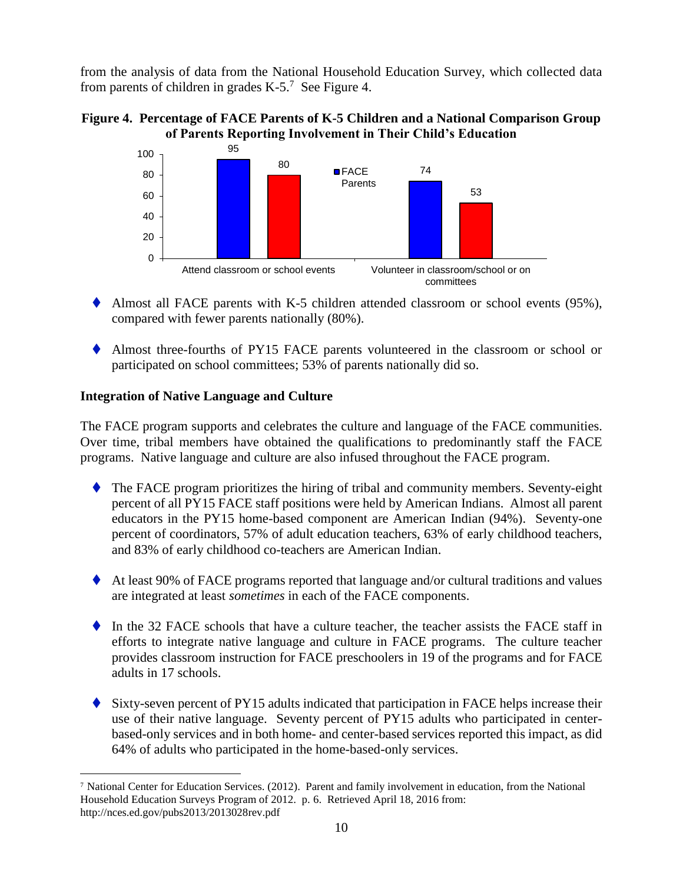from the analysis of data from the National Household Education Survey, which collected data from parents of children in grades K-5.[7] See Figure 4.

**Figure 4. Percentage of FACE Parents of K-5 Children and a National Comparison Group of Parents Reporting Involvement in Their Child's Education**

| | FACE Parents | National |
|---|---|---|
| Attend classroom or school events | 95 | 80 |
| Volunteer in classroom/school or on committees | 74 | 53 |

- Almost all FACE parents with K-5 children attended classroom or school events (95%), compared with fewer parents nationally (80%).

- Almost three-fourths of PY15 FACE parents volunteered in the classroom or school or participated on school committees; 53% of parents nationally did so.

**Integration of Native Language and Culture**

The FACE program supports and celebrates the culture and language of the FACE communities. Over time, tribal members have obtained the qualifications to predominantly staff the FACE programs. Native language and culture are also infused throughout the FACE program.

- The FACE program prioritizes the hiring of tribal and community members. Seventy-eight percent of all PY15 FACE staff positions were held by American Indians. Almost all parent educators in the PY15 home-based component are American Indian (94%). Seventy-one percent of coordinators, 57% of adult education teachers, 63% of early childhood teachers, and 83% of early childhood co-teachers are American Indian.

- At least 90% of FACE programs reported that language and/or cultural traditions and values are integrated at least *sometimes* in each of the FACE components.

- In the 32 FACE schools that have a culture teacher, the teacher assists the FACE staff in efforts to integrate native language and culture in FACE programs. The culture teacher provides classroom instruction for FACE preschoolers in 19 of the programs and for FACE adults in 17 schools.

- Sixty-seven percent of PY15 adults indicated that participation in FACE helps increase their use of their native language. Seventy percent of PY15 adults who participated in center-based-only services and in both home- and center-based services reported this impact, as did 64% of adults who participated in the home-based-only services.

---

[7] National Center for Education Services. (2012). Parent and family involvement in education, from the National Household Education Surveys Program of 2012. p. 6. Retrieved April 18, 2016 from: http://nces.ed.gov/pubs2013/2013028rev.pdf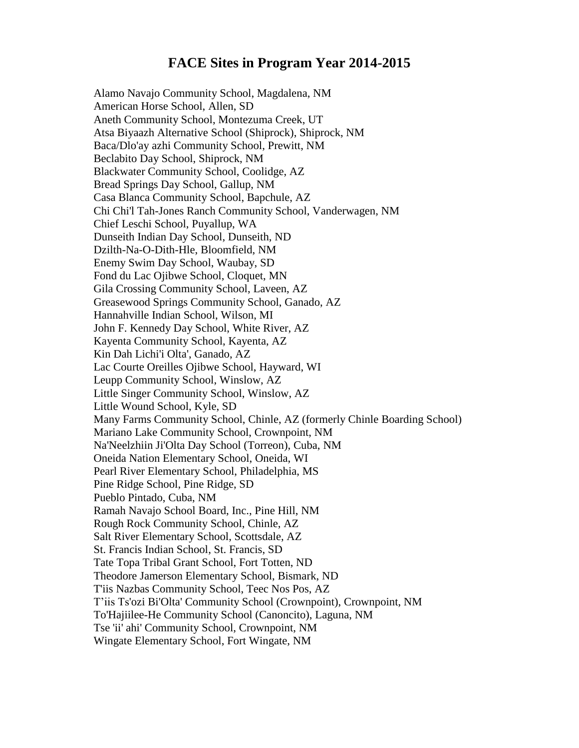# FACE Sites in Program Year 2014-2015

Alamo Navajo Community School, Magdalena, NM
American Horse School, Allen, SD
Aneth Community School, Montezuma Creek, UT
Atsa Biyaazh Alternative School (Shiprock), Shiprock, NM
Baca/Dlo'ay azhi Community School, Prewitt, NM
Beclabito Day School, Shiprock, NM
Blackwater Community School, Coolidge, AZ
Bread Springs Day School, Gallup, NM
Casa Blanca Community School, Bapchule, AZ
Chi Chi'l Tah-Jones Ranch Community School, Vanderwagen, NM
Chief Leschi School, Puyallup, WA
Dunseith Indian Day School, Dunseith, ND
Dzilth-Na-O-Dith-Hle, Bloomfield, NM
Enemy Swim Day School, Waubay, SD
Fond du Lac Ojibwe School, Cloquet, MN
Gila Crossing Community School, Laveen, AZ
Greasewood Springs Community School, Ganado, AZ
Hannahville Indian School, Wilson, MI
John F. Kennedy Day School, White River, AZ
Kayenta Community School, Kayenta, AZ
Kin Dah Lichi'i Olta', Ganado, AZ
Lac Courte Oreilles Ojibwe School, Hayward, WI
Leupp Community School, Winslow, AZ
Little Singer Community School, Winslow, AZ
Little Wound School, Kyle, SD
Many Farms Community School, Chinle, AZ (formerly Chinle Boarding School)
Mariano Lake Community School, Crownpoint, NM
Na'Neelzhiin Ji'Olta Day School (Torreon), Cuba, NM
Oneida Nation Elementary School, Oneida, WI
Pearl River Elementary School, Philadelphia, MS
Pine Ridge School, Pine Ridge, SD
Pueblo Pintado, Cuba, NM
Ramah Navajo School Board, Inc., Pine Hill, NM
Rough Rock Community School, Chinle, AZ
Salt River Elementary School, Scottsdale, AZ
St. Francis Indian School, St. Francis, SD
Tate Topa Tribal Grant School, Fort Totten, ND
Theodore Jamerson Elementary School, Bismark, ND
T'iis Nazbas Community School, Teec Nos Pos, AZ
T’iis Ts'ozi Bi'Olta' Community School (Crownpoint), Crownpoint, NM
To'Hajiilee-He Community School (Canoncito), Laguna, NM
Tse 'ii' ahi' Community School, Crownpoint, NM
Wingate Elementary School, Fort Wingate, NM